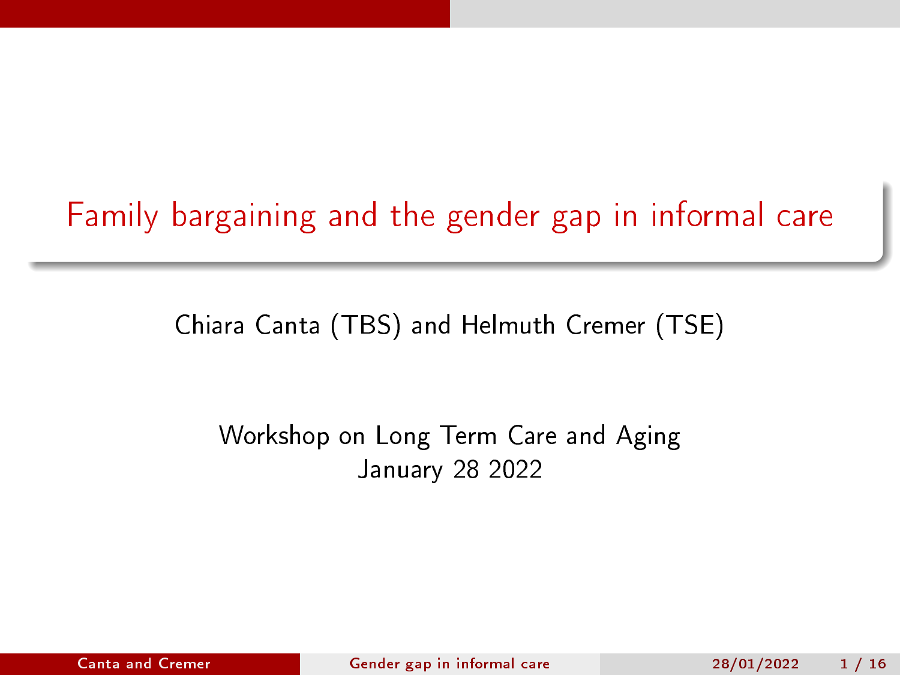# Family bargaining and the gender gap in informal care

Chiara Canta (TBS) and Helmuth Cremer (TSE)

Workshop on Long Term Care and Aging
January 28 2022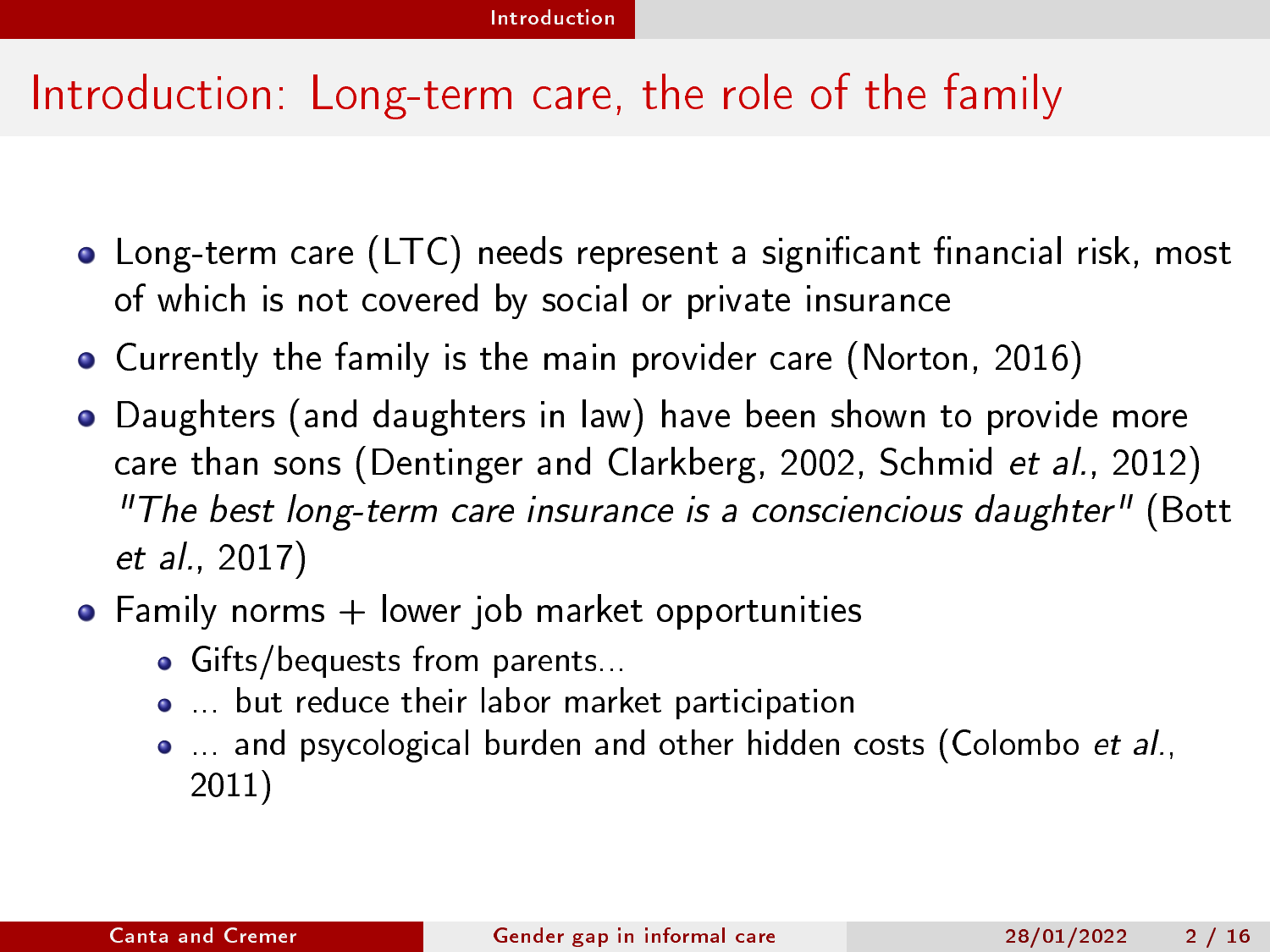# Introduction: Long-term care, the role of the family

- Long-term care (LTC) needs represent a significant financial risk, most of which is not covered by social or private insurance
- Currently the family is the main provider care (Norton, 2016)
- Daughters (and daughters in law) have been shown to provide more care than sons (Dentinger and Clarkberg, 2002, Schmid *et al.*, 2012) *"The best long-term care insurance is a consciencious daughter"* (Bott *et al.*, 2017)
- Family norms + lower job market opportunities
  - Gifts/bequests from parents...
  - ... but reduce their labor market participation
  - ... and psycological burden and other hidden costs (Colombo *et al.*, 2011)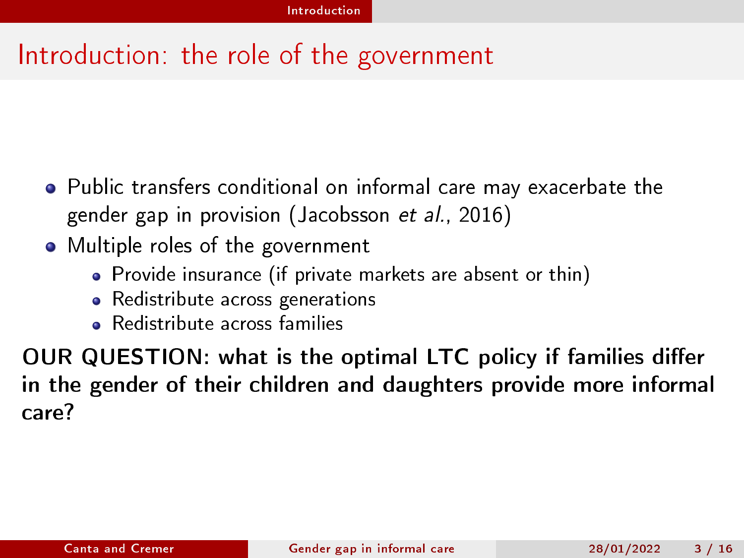## Introduction: the role of the government

- Public transfers conditional on informal care may exacerbate the gender gap in provision (Jacobsson *et al.*, 2016)
- Multiple roles of the government
  - Provide insurance (if private markets are absent or thin)
  - Redistribute across generations
  - Redistribute across families

**OUR QUESTION: what is the optimal LTC policy if families differ in the gender of their children and daughters provide more informal care?**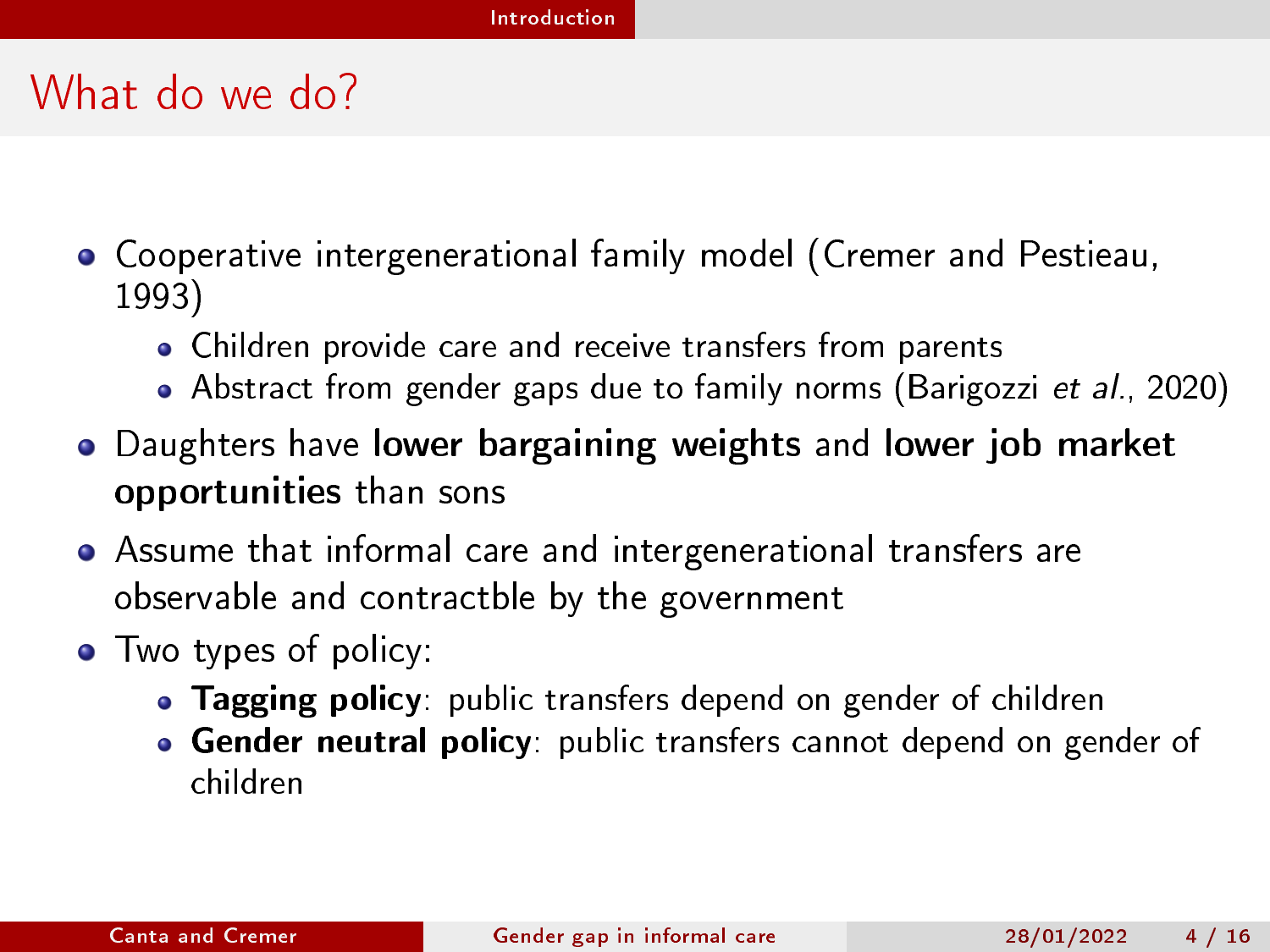# What do we do?

- Cooperative intergenerational family model (Cremer and Pestieau, 1993)
  - Children provide care and receive transfers from parents
  - Abstract from gender gaps due to family norms (Barigozzi *et al.*, 2020)
- Daughters have **lower bargaining weights** and **lower job market opportunities** than sons
- Assume that informal care and intergenerational transfers are observable and contractble by the government
- Two types of policy:
  - **Tagging policy**: public transfers depend on gender of children
  - **Gender neutral policy**: public transfers cannot depend on gender of children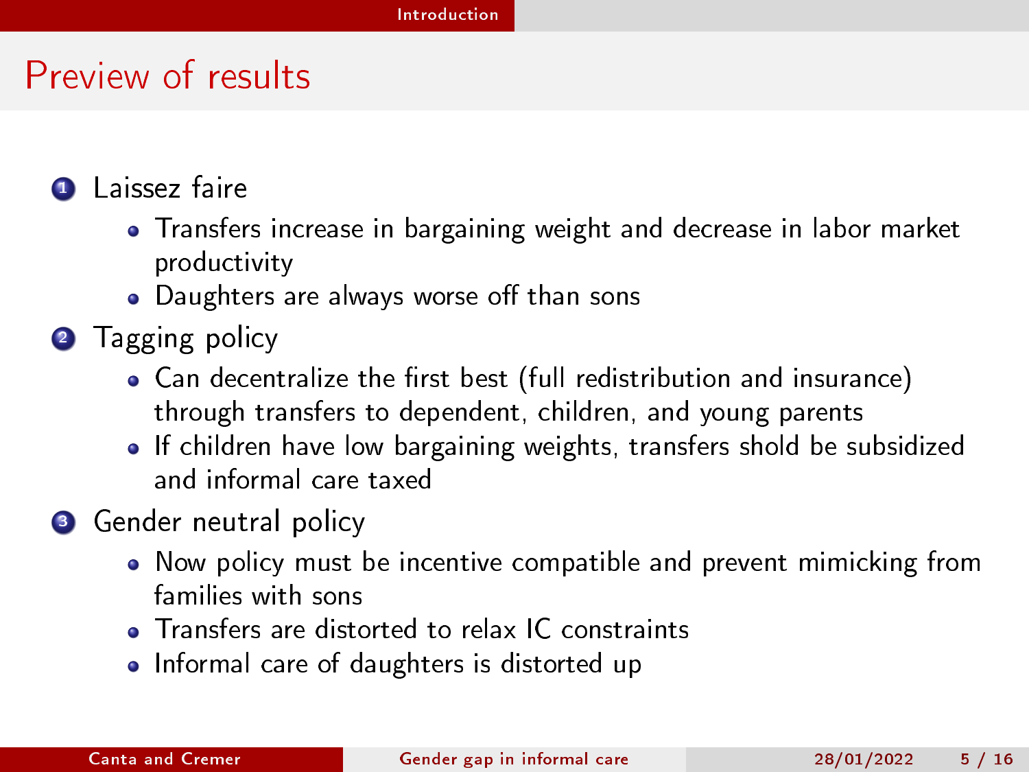# Preview of results

1. Laissez faire
   - Transfers increase in bargaining weight and decrease in labor market productivity
   - Daughters are always worse off than sons
2. Tagging policy
   - Can decentralize the first best (full redistribution and insurance) through transfers to dependent, children, and young parents
   - If children have low bargaining weights, transfers shold be subsidized and informal care taxed
3. Gender neutral policy
   - Now policy must be incentive compatible and prevent mimicking from families with sons
   - Transfers are distorted to relax IC constraints
   - Informal care of daughters is distorted up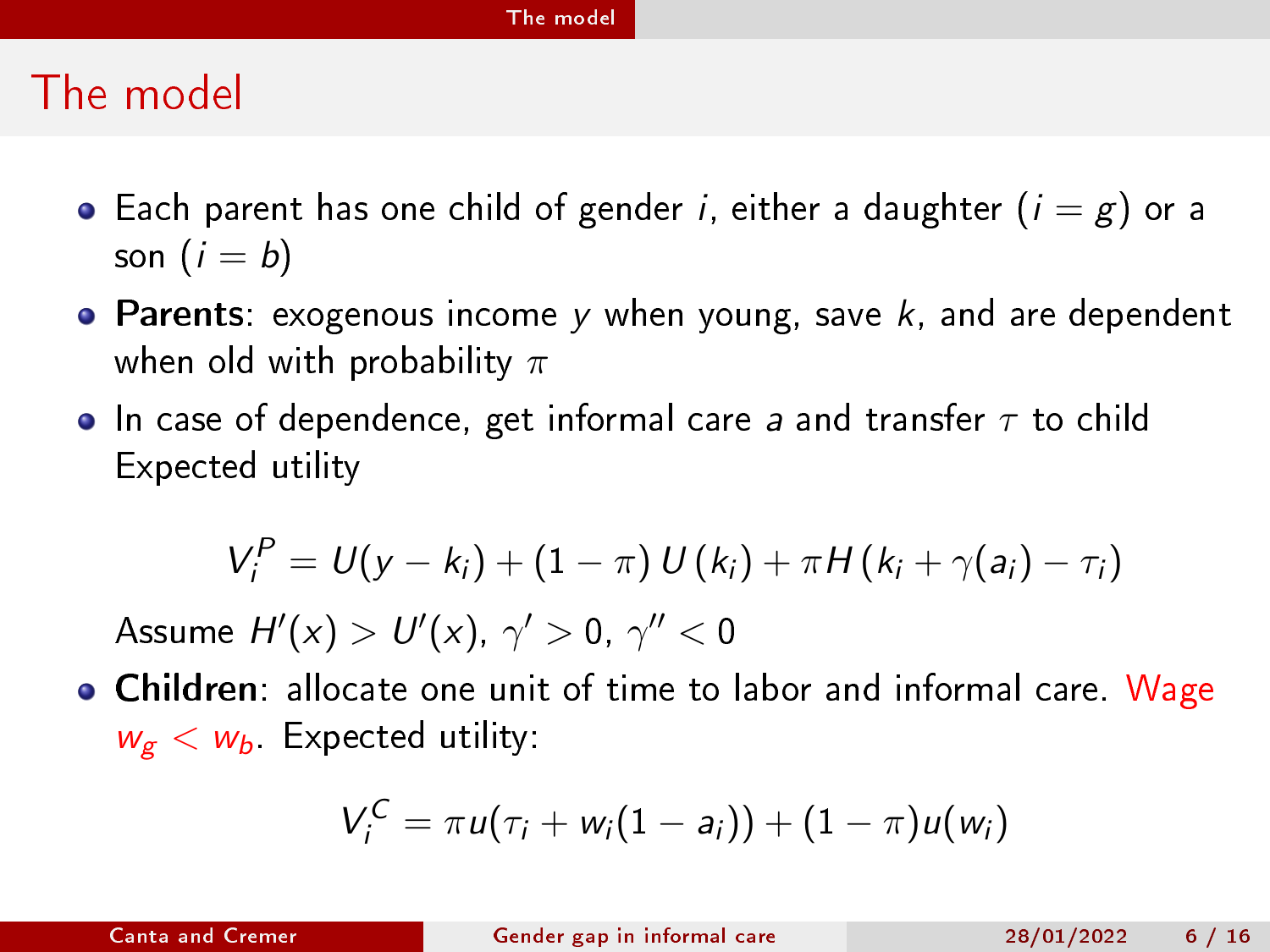# The model

- Each parent has one child of gender $i$, either a daughter ($i = g$) or a son ($i = b$)
- **Parents**: exogenous income $y$ when young, save $k$, and are dependent when old with probability $\pi$
- In case of dependence, get informal care $a$ and transfer $\tau$ to child Expected utility

$$V_i^P = U(y - k_i) + (1 - \pi)\, U(k_i) + \pi H(k_i + \gamma(a_i) - \tau_i)$$

  Assume $H'(x) > U'(x)$, $\gamma' > 0$, $\gamma'' < 0$

- **Children**: allocate one unit of time to labor and informal care. Wage $w_g < w_b$. Expected utility:

$$V_i^C = \pi u(\tau_i + w_i(1 - a_i)) + (1 - \pi) u(w_i)$$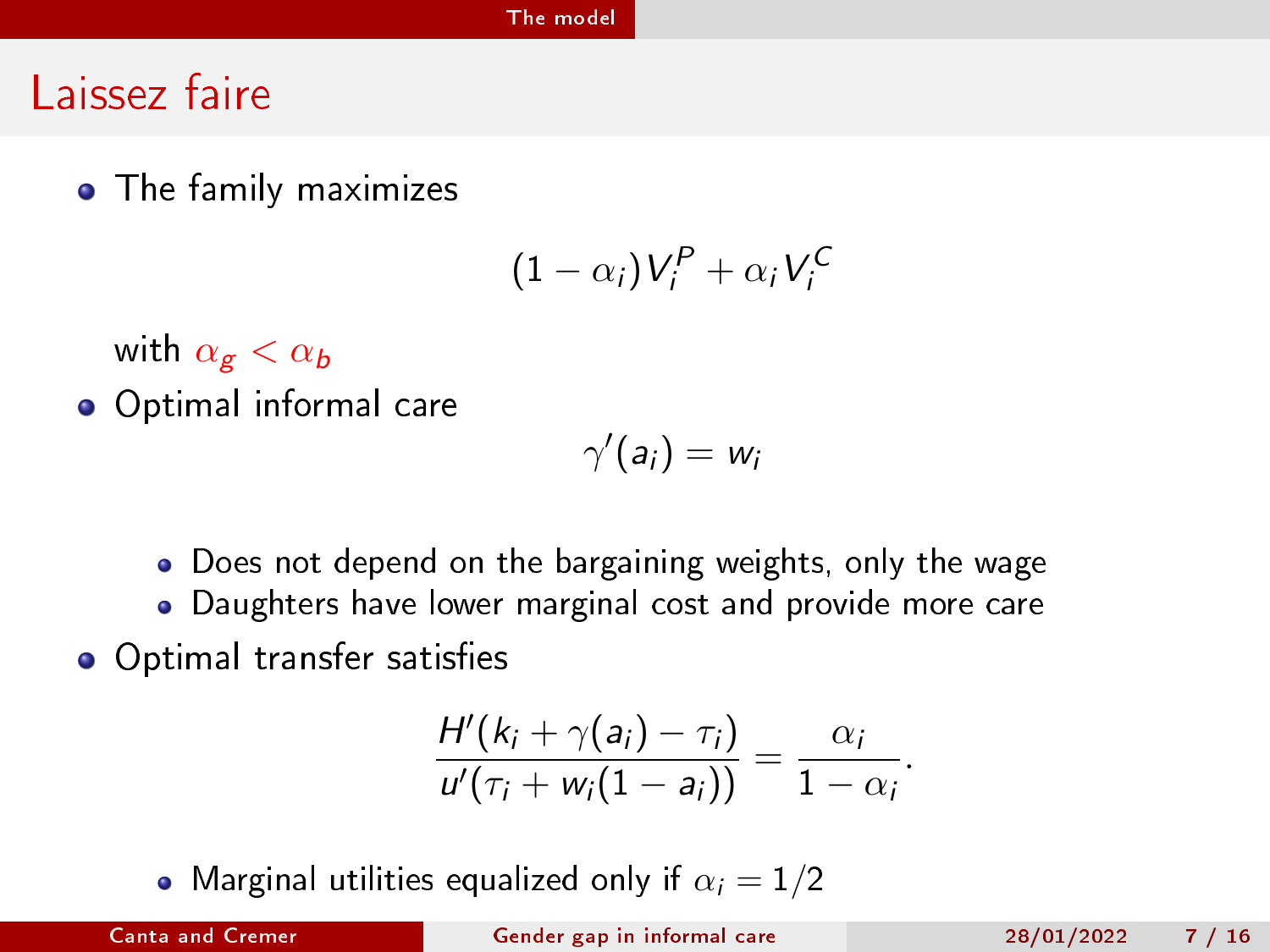# Laissez faire

- The family maximizes

$$(1-\alpha_i)V_i^P + \alpha_i V_i^C$$

  with $\alpha_g < \alpha_b$

- Optimal informal care

$$\gamma'(a_i) = w_i$$

  - Does not depend on the bargaining weights, only the wage
  - Daughters have lower marginal cost and provide more care

- Optimal transfer satisfies

$$\frac{H'(k_i + \gamma(a_i) - \tau_i)}{u'(\tau_i + w_i(1-a_i))} = \frac{\alpha_i}{1-\alpha_i}.$$

  - Marginal utilities equalized only if $\alpha_i = 1/2$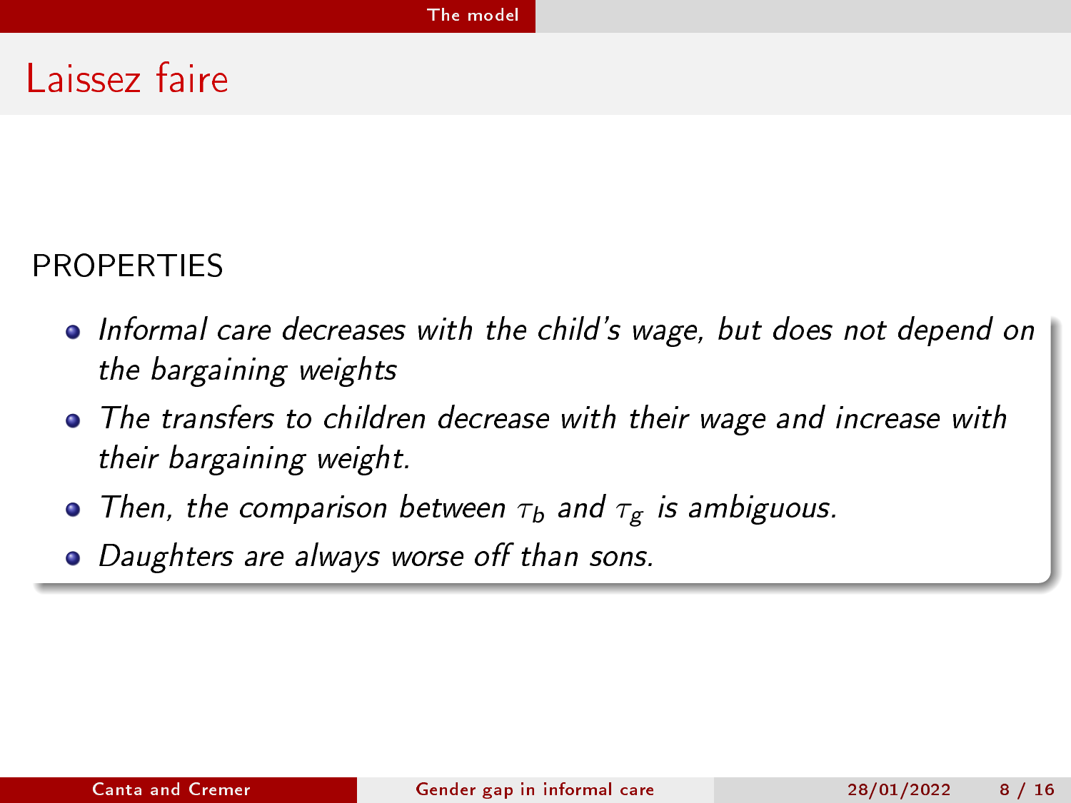# Laissez faire

PROPERTIES

- *Informal care decreases with the child's wage, but does not depend on the bargaining weights*
- *The transfers to children decrease with their wage and increase with their bargaining weight.*
- *Then, the comparison between $\tau_b$ and $\tau_g$ is ambiguous.*
- *Daughters are always worse off than sons.*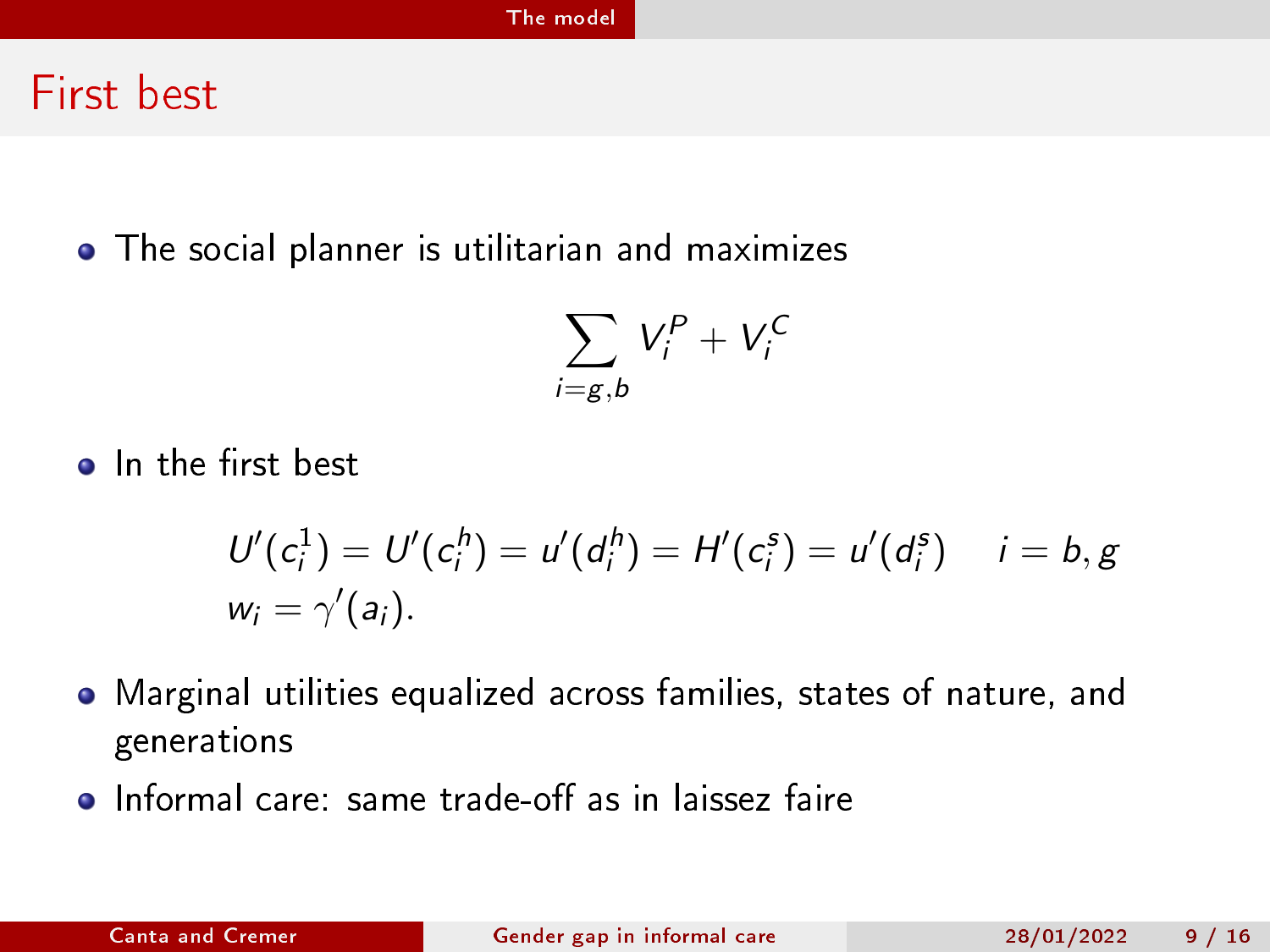# First best

- The social planner is utilitarian and maximizes

$$\sum_{i=g,b} V_i^P + V_i^C$$

- In the first best

$$U'(c_i^1) = U'(c_i^h) = u'(d_i^h) = H'(c_i^s) = u'(d_i^s) \quad i = b, g$$
$$w_i = \gamma'(a_i).$$

- Marginal utilities equalized across families, states of nature, and generations
- Informal care: same trade-off as in laissez faire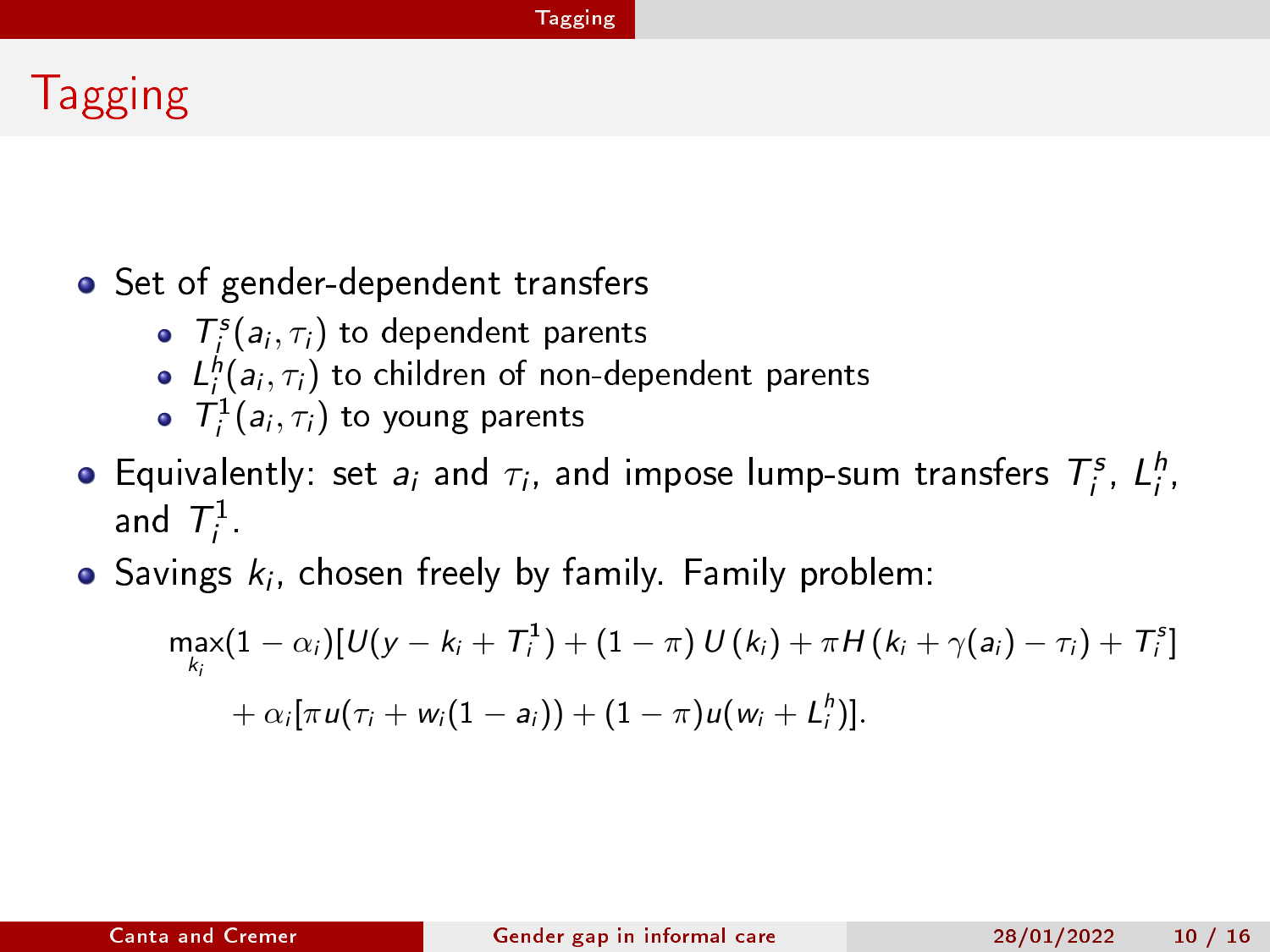# Tagging

- Set of gender-dependent transfers
  - $T_i^s(a_i, \tau_i)$ to dependent parents
  - $L_i^h(a_i, \tau_i)$ to children of non-dependent parents
  - $T_i^1(a_i, \tau_i)$ to young parents
- Equivalently: set $a_i$ and $\tau_i$, and impose lump-sum transfers $T_i^s$, $L_i^h$, and $T_i^1$.
- Savings $k_i$, chosen freely by family. Family problem:

$$\max_{k_i}(1-\alpha_i)[U(y-k_i+T_i^1)+(1-\pi)\,U(k_i)+\pi H(k_i+\gamma(a_i)-\tau_i)+T_i^s]$$
$$+\alpha_i[\pi u(\tau_i+w_i(1-a_i))+(1-\pi)u(w_i+L_i^h)].$$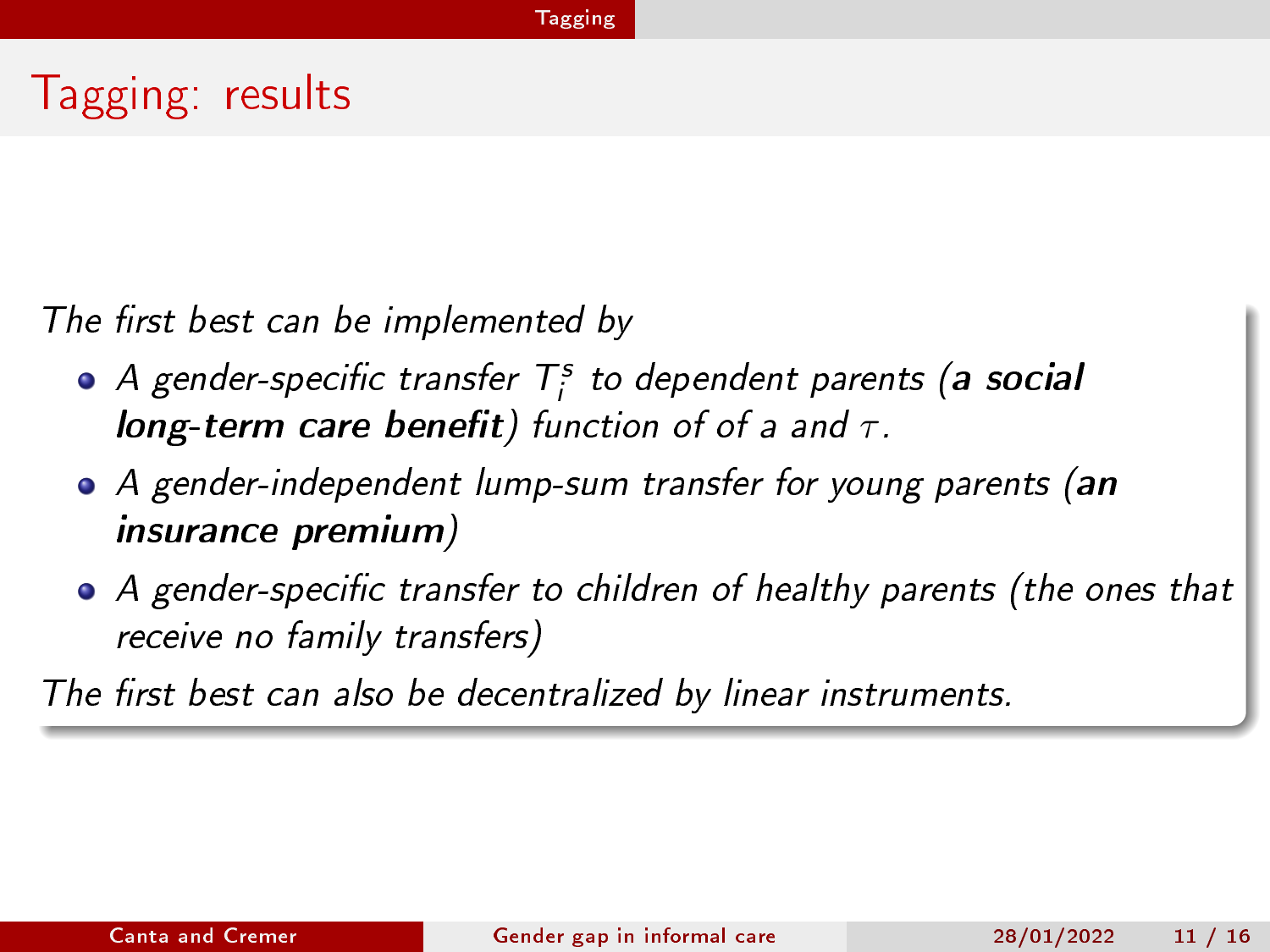# Tagging: results

*The first best can be implemented by*

- *A gender-specific transfer $T_i^s$ to dependent parents (**a social long-term care benefit**) function of of $a$ and $\tau$.*
- *A gender-independent lump-sum transfer for young parents (**an insurance premium**)*
- *A gender-specific transfer to children of healthy parents (the ones that receive no family transfers)*

*The first best can also be decentralized by linear instruments.*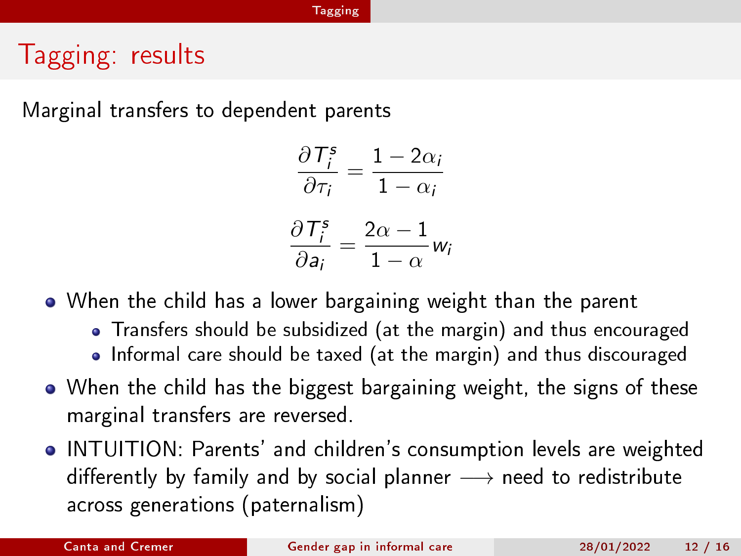# Tagging: results

Marginal transfers to dependent parents

$$\frac{\partial T_i^s}{\partial \tau_i} = \frac{1 - 2\alpha_i}{1 - \alpha_i}$$

$$\frac{\partial T_i^s}{\partial a_i} = \frac{2\alpha - 1}{1 - \alpha} w_i$$

- When the child has a lower bargaining weight than the parent
  - Transfers should be subsidized (at the margin) and thus encouraged
  - Informal care should be taxed (at the margin) and thus discouraged
- When the child has the biggest bargaining weight, the signs of these marginal transfers are reversed.
- INTUITION: Parents' and children's consumption levels are weighted differently by family and by social planner $\longrightarrow$ need to redistribute across generations (paternalism)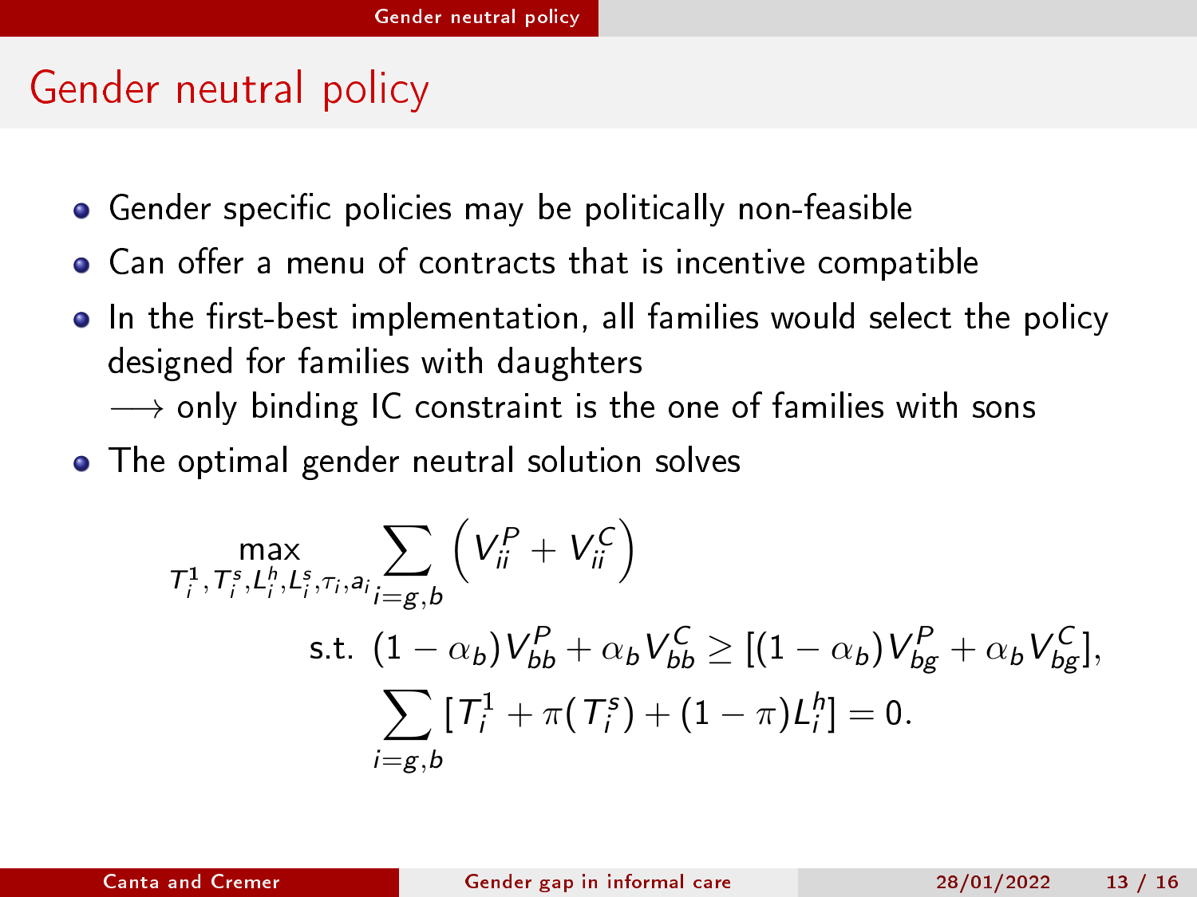# Gender neutral policy

- Gender specific policies may be politically non-feasible
- Can offer a menu of contracts that is incentive compatible
- In the first-best implementation, all families would select the policy designed for families with daughters
  $\longrightarrow$ only binding IC constraint is the one of families with sons
- The optimal gender neutral solution solves

$$
\max_{T_i^1, T_i^s, L_i^h, L_i^s, \tau_i, a_i} \sum_{i=g,b} \left( V_{ii}^P + V_{ii}^C \right)
$$

$$
\text{s.t. } (1-\alpha_b)V_{bb}^P + \alpha_b V_{bb}^C \geq [(1-\alpha_b)V_{bg}^P + \alpha_b V_{bg}^C],
$$

$$
\sum_{i=g,b} [T_i^1 + \pi(T_i^s) + (1-\pi)L_i^h] = 0.
$$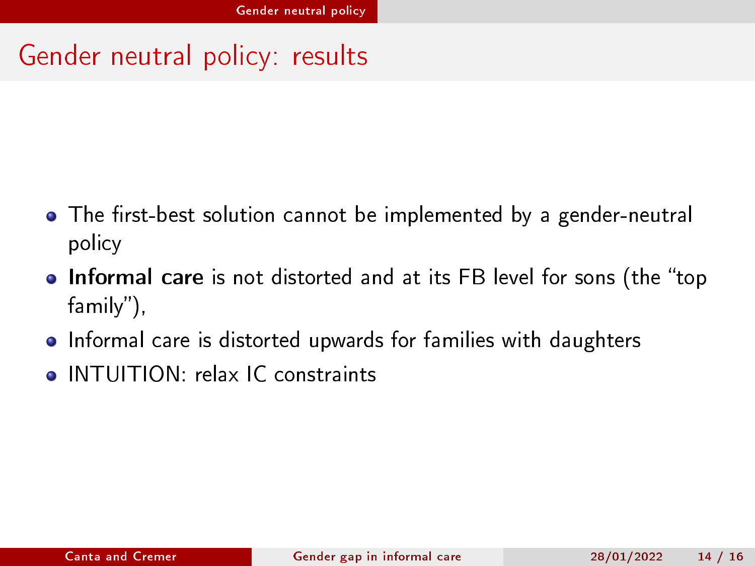# Gender neutral policy: results

- The first-best solution cannot be implemented by a gender-neutral policy
- **Informal care** is not distorted and at its FB level for sons (the "top family"),
- Informal care is distorted upwards for families with daughters
- INTUITION: relax IC constraints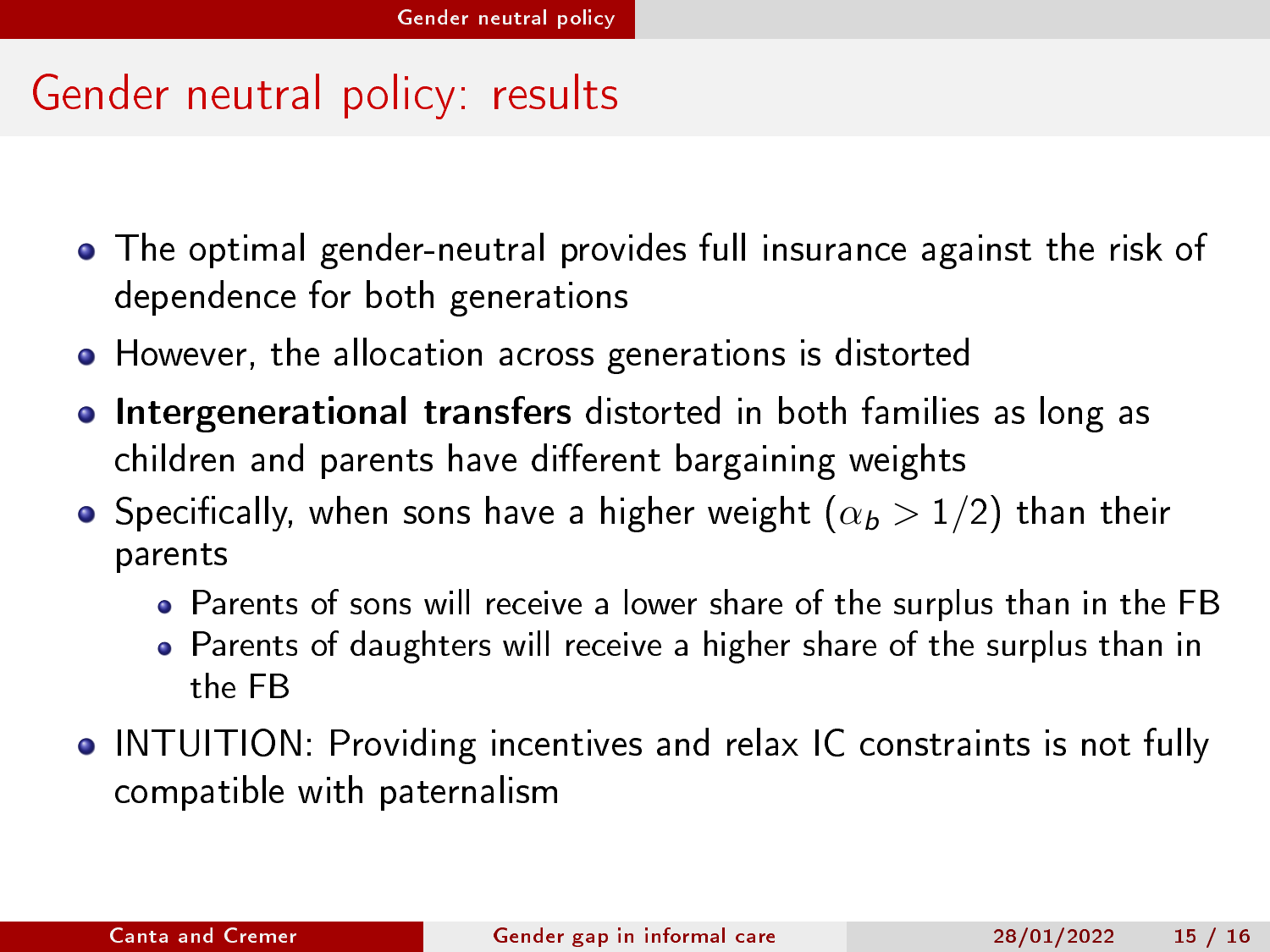# Gender neutral policy: results

- The optimal gender-neutral provides full insurance against the risk of dependence for both generations
- However, the allocation across generations is distorted
- **Intergenerational transfers** distorted in both families as long as children and parents have different bargaining weights
- Specifically, when sons have a higher weight ($\alpha_b > 1/2$) than their parents
  - Parents of sons will receive a lower share of the surplus than in the FB
  - Parents of daughters will receive a higher share of the surplus than in the FB
- INTUITION: Providing incentives and relax IC constraints is not fully compatible with paternalism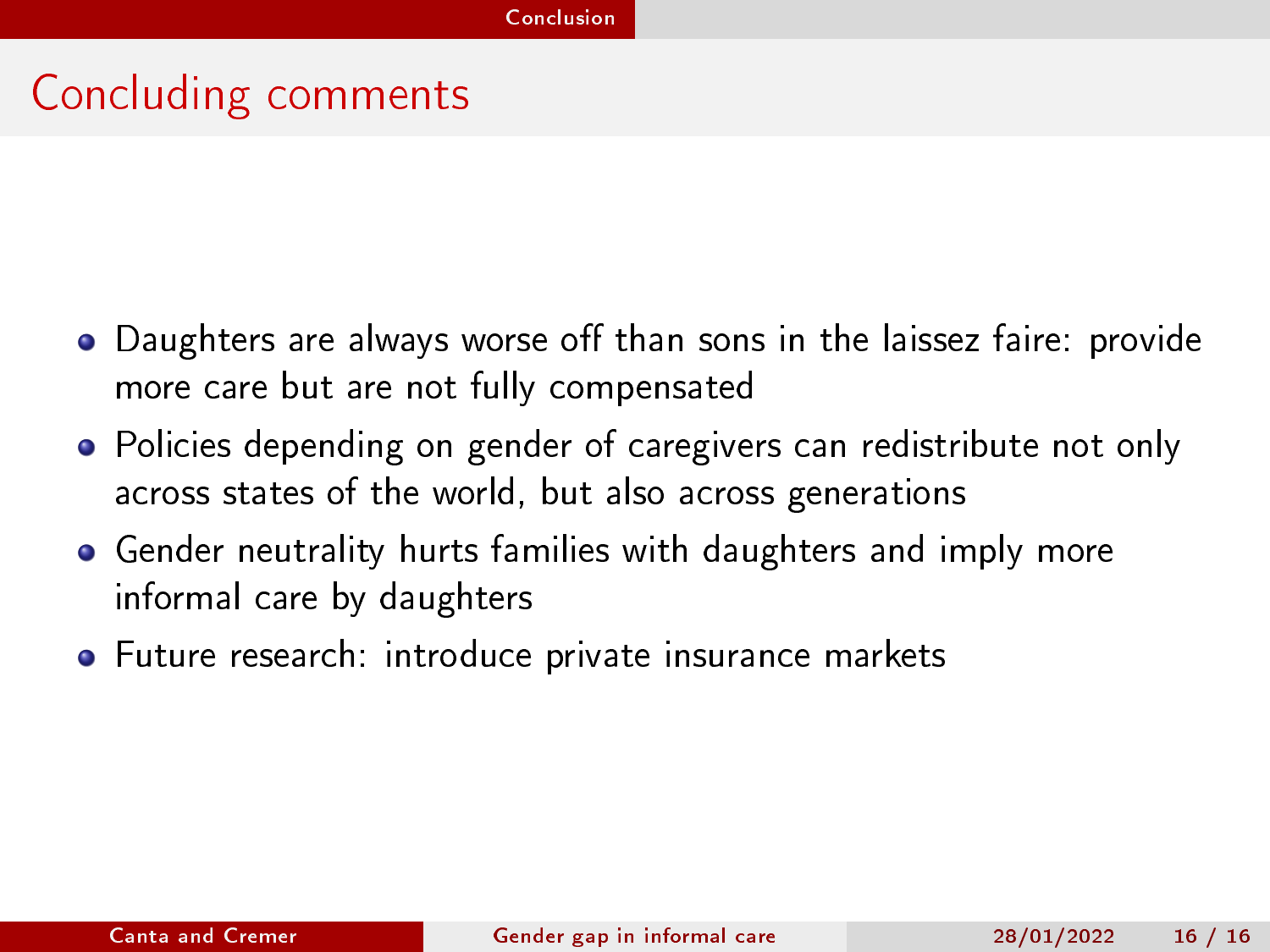## Concluding comments

- Daughters are always worse off than sons in the laissez faire: provide more care but are not fully compensated
- Policies depending on gender of caregivers can redistribute not only across states of the world, but also across generations
- Gender neutrality hurts families with daughters and imply more informal care by daughters
- Future research: introduce private insurance markets